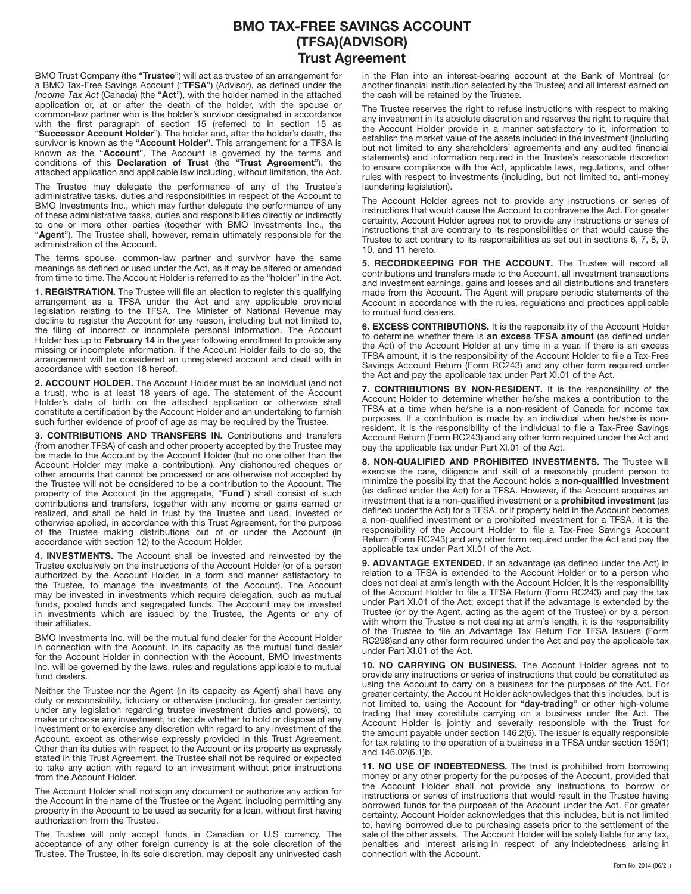# BMO TAX-FREE SAVINGS ACCOUNT (TFSA)(ADVISOR)
## Trust Agreement

BMO Trust Company (the "**Trustee**") will act as trustee of an arrangement for a BMO Tax-Free Savings Account ("**TFSA**") (Advisor), as defined under the *Income Tax Act* (Canada) (the "**Act**"), with the holder named in the attached application or, at or after the death of the holder, with the spouse or common-law partner who is the holder's survivor designated in accordance with the first paragraph of section 15 (referred to in section 15 as "**Successor Account Holder**"). The holder and, after the holder's death, the survivor is known as the "**Account Holder**". This arrangement for a TFSA is known as the "**Account**". The Account is governed by the terms and conditions of this **Declaration of Trust** (the "**Trust Agreement**"), the attached application and applicable law including, without limitation, the Act.

The Trustee may delegate the performance of any of the Trustee's administrative tasks, duties and responsibilities in respect of the Account to BMO Investments Inc., which may further delegate the performance of any of these administrative tasks, duties and responsibilities directly or indirectly to one or more other parties (together with BMO Investments Inc., the "**Agent**"). The Trustee shall, however, remain ultimately responsible for the administration of the Account.

The terms spouse, common-law partner and survivor have the same meanings as defined or used under the Act, as it may be altered or amended from time to time. The Account Holder is referred to as the "holder" in the Act.

**1. REGISTRATION.** The Trustee will file an election to register this qualifying arrangement as a TFSA under the Act and any applicable provincial legislation relating to the TFSA. The Minister of National Revenue may decline to register the Account for any reason, including but not limited to, the filing of incorrect or incomplete personal information. The Account Holder has up to **February 14** in the year following enrollment to provide any missing or incomplete information. If the Account Holder fails to do so, the arrangement will be considered an unregistered account and dealt with in accordance with section 18 hereof.

**2. ACCOUNT HOLDER.** The Account Holder must be an individual (and not a trust), who is at least 18 years of age. The statement of the Account Holder's date of birth on the attached application or otherwise shall constitute a certification by the Account Holder and an undertaking to furnish such further evidence of proof of age as may be required by the Trustee.

**3. CONTRIBUTIONS AND TRANSFERS IN.** Contributions and transfers (from another TFSA) of cash and other property accepted by the Trustee may be made to the Account by the Account Holder (but no one other than the Account Holder may make a contribution). Any dishonoured cheques or other amounts that cannot be processed or are otherwise not accepted by the Trustee will not be considered to be a contribution to the Account. The property of the Account (in the aggregate, "**Fund**") shall consist of such contributions and transfers, together with any income or gains earned or realized, and shall be held in trust by the Trustee and used, invested or otherwise applied, in accordance with this Trust Agreement, for the purpose of the Trustee making distributions out of or under the Account (in accordance with section 12) to the Account Holder.

**4. INVESTMENTS.** The Account shall be invested and reinvested by the Trustee exclusively on the instructions of the Account Holder (or of a person authorized by the Account Holder, in a form and manner satisfactory to the Trustee, to manage the investments of the Account). The Account may be invested in investments which require delegation, such as mutual funds, pooled funds and segregated funds. The Account may be invested in investments which are issued by the Trustee, the Agents or any of their affiliates.

BMO Investments Inc. will be the mutual fund dealer for the Account Holder in connection with the Account. In its capacity as the mutual fund dealer for the Account Holder in connection with the Account, BMO Investments Inc. will be governed by the laws, rules and regulations applicable to mutual fund dealers.

Neither the Trustee nor the Agent (in its capacity as Agent) shall have any duty or responsibility, fiduciary or otherwise (including, for greater certainty, under any legislation regarding trustee investment duties and powers), to make or choose any investment, to decide whether to hold or dispose of any investment or to exercise any discretion with regard to any investment of the Account, except as otherwise expressly provided in this Trust Agreement. Other than its duties with respect to the Account or its property as expressly stated in this Trust Agreement, the Trustee shall not be required or expected to take any action with regard to an investment without prior instructions from the Account Holder.

The Account Holder shall not sign any document or authorize any action for the Account in the name of the Trustee or the Agent, including permitting any property in the Account to be used as security for a loan, without first having authorization from the Trustee.

The Trustee will only accept funds in Canadian or U.S currency. The acceptance of any other foreign currency is at the sole discretion of the Trustee. The Trustee, in its sole discretion, may deposit any uninvested cash in the Plan into an interest-bearing account at the Bank of Montreal (or another financial institution selected by the Trustee) and all interest earned on the cash will be retained by the Trustee.

The Trustee reserves the right to refuse instructions with respect to making any investment in its absolute discretion and reserves the right to require that the Account Holder provide in a manner satisfactory to it, information to establish the market value of the assets included in the investment (including but not limited to any shareholders' agreements and any audited financial statements) and information required in the Trustee's reasonable discretion to ensure compliance with the Act, applicable laws, regulations, and other rules with respect to investments (including, but not limited to, anti-money laundering legislation).

The Account Holder agrees not to provide any instructions or series of instructions that would cause the Account to contravene the Act. For greater certainty, Account Holder agrees not to provide any instructions or series of instructions that are contrary to its responsibilities or that would cause the Trustee to act contrary to its responsibilities as set out in sections 6, 7, 8, 9, 10, and 11 hereto.

**5. RECORDKEEPING FOR THE ACCOUNT.** The Trustee will record all contributions and transfers made to the Account, all investment transactions and investment earnings, gains and losses and all distributions and transfers made from the Account. The Agent will prepare periodic statements of the Account in accordance with the rules, regulations and practices applicable to mutual fund dealers.

**6. EXCESS CONTRIBUTIONS.** It is the responsibility of the Account Holder to determine whether there is **an excess TFSA amount** (as defined under the Act) of the Account Holder at any time in a year. If there is an excess TFSA amount, it is the responsibility of the Account Holder to file a Tax-Free Savings Account Return (Form RC243) and any other form required under the Act and pay the applicable tax under Part XI.01 of the Act.

**7. CONTRIBUTIONS BY NON-RESIDENT.** It is the responsibility of the Account Holder to determine whether he/she makes a contribution to the TFSA at a time when he/she is a non-resident of Canada for income tax purposes. If a contribution is made by an individual when he/she is non-resident, it is the responsibility of the individual to file a Tax-Free Savings Account Return (Form RC243) and any other form required under the Act and pay the applicable tax under Part XI.01 of the Act.

**8. NON-QUALIFIED AND PROHIBITED INVESTMENTS.** The Trustee will exercise the care, diligence and skill of a reasonably prudent person to minimize the possibility that the Account holds a **non-qualified investment** (as defined under the Act) for a TFSA. However, if the Account acquires an investment that is a non-qualified investment or a **prohibited investment** (as defined under the Act) for a TFSA, or if property held in the Account becomes a non-qualified investment or a prohibited investment for a TFSA, it is the responsibility of the Account Holder to file a Tax-Free Savings Account Return (Form RC243) and any other form required under the Act and pay the applicable tax under Part XI.01 of the Act.

**9. ADVANTAGE EXTENDED.** If an advantage (as defined under the Act) in relation to a TFSA is extended to the Account Holder or to a person who does not deal at arm's length with the Account Holder, it is the responsibility of the Account Holder to file a TFSA Return (Form RC243) and pay the tax under Part XI.01 of the Act; except that if the advantage is extended by the Trustee (or by the Agent, acting as the agent of the Trustee) or by a person with whom the Trustee is not dealing at arm's length, it is the responsibility of the Trustee to file an Advantage Tax Return For TFSA Issuers (Form RC298)and any other form required under the Act and pay the applicable tax under Part XI.01 of the Act.

**10. NO CARRYING ON BUSINESS.** The Account Holder agrees not to provide any instructions or series of instructions that could be constituted as using the Account to carry on a business for the purposes of the Act. For greater certainty, the Account Holder acknowledges that this includes, but is not limited to, using the Account for "**day-trading**" or other high-volume trading that may constitute carrying on a business under the Act. The Account Holder is jointly and severally responsible with the Trust for the amount payable under section 146.2(6). The issuer is equally responsible for tax relating to the operation of a business in a TFSA under section 159(1) and 146.02(6.1)b.

**11. NO USE OF INDEBTEDNESS.** The trust is prohibited from borrowing money or any other property for the purposes of the Account, provided that the Account Holder shall not provide any instructions to borrow or instructions or series of instructions that would result in the Trustee having borrowed funds for the purposes of the Account under the Act. For greater certainty, Account Holder acknowledges that this includes, but is not limited to, having borrowed due to purchasing assets prior to the settlement of the sale of the other assets. The Account Holder will be solely liable for any tax, penalties and interest arising in respect of any indebtedness arising in connection with the Account.

Form No. 2014 (06/21)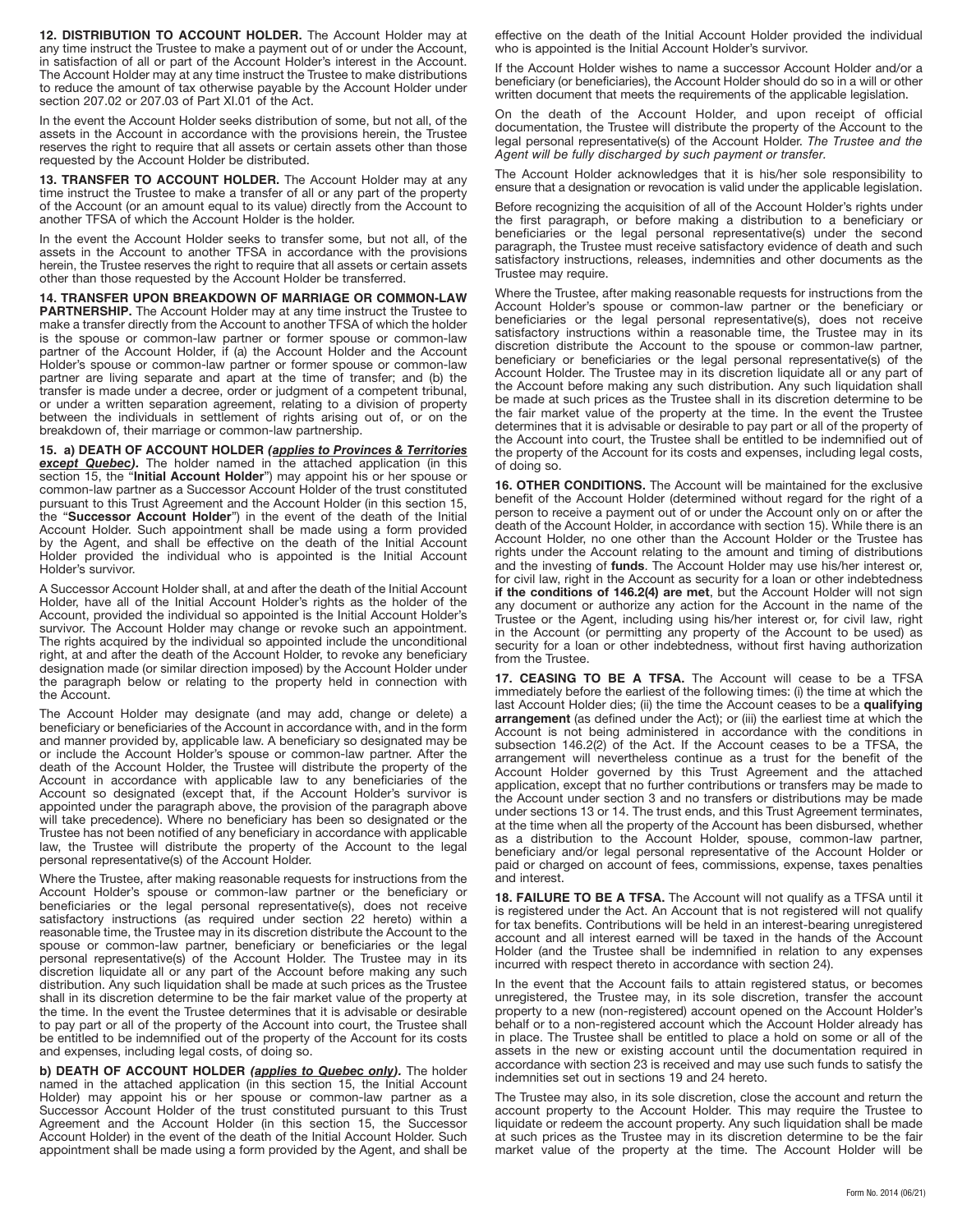**12. DISTRIBUTION TO ACCOUNT HOLDER.** The Account Holder may at any time instruct the Trustee to make a payment out of or under the Account, in satisfaction of all or part of the Account Holder's interest in the Account. The Account Holder may at any time instruct the Trustee to make distributions to reduce the amount of tax otherwise payable by the Account Holder under section 207.02 or 207.03 of Part XI.01 of the Act.

In the event the Account Holder seeks distribution of some, but not all, of the assets in the Account in accordance with the provisions herein, the Trustee reserves the right to require that all assets or certain assets other than those requested by the Account Holder be distributed.

**13. TRANSFER TO ACCOUNT HOLDER.** The Account Holder may at any time instruct the Trustee to make a transfer of all or any part of the property of the Account (or an amount equal to its value) directly from the Account to another TFSA of which the Account Holder is the holder.

In the event the Account Holder seeks to transfer some, but not all, of the assets in the Account to another TFSA in accordance with the provisions herein, the Trustee reserves the right to require that all assets or certain assets other than those requested by the Account Holder be transferred.

**14. TRANSFER UPON BREAKDOWN OF MARRIAGE OR COMMON-LAW PARTNERSHIP.** The Account Holder may at any time instruct the Trustee to make a transfer directly from the Account to another TFSA of which the holder is the spouse or common-law partner or former spouse or common-law partner of the Account Holder, if (a) the Account Holder and the Account Holder's spouse or common-law partner or former spouse or common-law partner are living separate and apart at the time of transfer; and (b) the transfer is made under a decree, order or judgment of a competent tribunal, or under a written separation agreement, relating to a division of property between the individuals in settlement of rights arising out of, or on the breakdown of, their marriage or common-law partnership.

**15. a) DEATH OF ACCOUNT HOLDER *(applies to Provinces & Territories except Quebec)*.** The holder named in the attached application (in this section 15, the "**Initial Account Holder**") may appoint his or her spouse or common-law partner as a Successor Account Holder of the trust constituted pursuant to this Trust Agreement and the Account Holder (in this section 15, the "**Successor Account Holder**") in the event of the death of the Initial Account Holder. Such appointment shall be made using a form provided by the Agent, and shall be effective on the death of the Initial Account Holder provided the individual who is appointed is the Initial Account Holder's survivor.

A Successor Account Holder shall, at and after the death of the Initial Account Holder, have all of the Initial Account Holder's rights as the holder of the Account, provided the individual so appointed is the Initial Account Holder's survivor. The Account Holder may change or revoke such an appointment. The rights acquired by the individual so appointed include the unconditional right, at and after the death of the Account Holder, to revoke any beneficiary designation made (or similar direction imposed) by the Account Holder under the paragraph below or relating to the property held in connection with the Account.

The Account Holder may designate (and may add, change or delete) a beneficiary or beneficiaries of the Account in accordance with, and in the form and manner provided by, applicable law. A beneficiary so designated may be or include the Account Holder's spouse or common-law partner. After the death of the Account Holder, the Trustee will distribute the property of the Account in accordance with applicable law to any beneficiaries of the Account so designated (except that, if the Account Holder's survivor is appointed under the paragraph above, the provision of the paragraph above will take precedence). Where no beneficiary has been so designated or the Trustee has not been notified of any beneficiary in accordance with applicable law, the Trustee will distribute the property of the Account to the legal personal representative(s) of the Account Holder.

Where the Trustee, after making reasonable requests for instructions from the Account Holder's spouse or common-law partner or the beneficiary or beneficiaries or the legal personal representative(s), does not receive satisfactory instructions (as required under section 22 hereto) within a reasonable time, the Trustee may in its discretion distribute the Account to the spouse or common-law partner, beneficiary or beneficiaries or the legal personal representative(s) of the Account Holder. The Trustee may in its discretion liquidate all or any part of the Account before making any such distribution. Any such liquidation shall be made at such prices as the Trustee shall in its discretion determine to be the fair market value of the property at the time. In the event the Trustee determines that it is advisable or desirable to pay part or all of the property of the Account into court, the Trustee shall be entitled to be indemnified out of the property of the Account for its costs and expenses, including legal costs, of doing so.

**b) DEATH OF ACCOUNT HOLDER *(applies to Quebec only)*.** The holder named in the attached application (in this section 15, the Initial Account Holder) may appoint his or her spouse or common-law partner as a Successor Account Holder of the trust constituted pursuant to this Trust Agreement and the Account Holder (in this section 15, the Successor Account Holder) in the event of the death of the Initial Account Holder. Such appointment shall be made using a form provided by the Agent, and shall be effective on the death of the Initial Account Holder provided the individual who is appointed is the Initial Account Holder's survivor.

If the Account Holder wishes to name a successor Account Holder and/or a beneficiary (or beneficiaries), the Account Holder should do so in a will or other written document that meets the requirements of the applicable legislation.

On the death of the Account Holder, and upon receipt of official documentation, the Trustee will distribute the property of the Account to the legal personal representative(s) of the Account Holder. *The Trustee and the Agent will be fully discharged by such payment or transfer.*

The Account Holder acknowledges that it is his/her sole responsibility to ensure that a designation or revocation is valid under the applicable legislation.

Before recognizing the acquisition of all of the Account Holder's rights under the first paragraph, or before making a distribution to a beneficiary or beneficiaries or the legal personal representative(s) under the second paragraph, the Trustee must receive satisfactory evidence of death and such satisfactory instructions, releases, indemnities and other documents as the Trustee may require.

Where the Trustee, after making reasonable requests for instructions from the Account Holder's spouse or common-law partner or the beneficiary or beneficiaries or the legal personal representative(s), does not receive satisfactory instructions within a reasonable time, the Trustee may in its discretion distribute the Account to the spouse or common-law partner, beneficiary or beneficiaries or the legal personal representative(s) of the Account Holder. The Trustee may in its discretion liquidate all or any part of the Account before making any such distribution. Any such liquidation shall be made at such prices as the Trustee shall in its discretion determine to be the fair market value of the property at the time. In the event the Trustee determines that it is advisable or desirable to pay part or all of the property of the Account into court, the Trustee shall be entitled to be indemnified out of the property of the Account for its costs and expenses, including legal costs, of doing so.

**16. OTHER CONDITIONS.** The Account will be maintained for the exclusive benefit of the Account Holder (determined without regard for the right of a person to receive a payment out of or under the Account only on or after the death of the Account Holder, in accordance with section 15). While there is an Account Holder, no one other than the Account Holder or the Trustee has rights under the Account relating to the amount and timing of distributions and the investing of **funds**. The Account Holder may use his/her interest or, for civil law, right in the Account as security for a loan or other indebtedness **if the conditions of 146.2(4) are met**, but the Account Holder will not sign any document or authorize any action for the Account in the name of the Trustee or the Agent, including using his/her interest or, for civil law, right in the Account (or permitting any property of the Account to be used) as security for a loan or other indebtedness, without first having authorization from the Trustee.

**17. CEASING TO BE A TFSA.** The Account will cease to be a TFSA immediately before the earliest of the following times: (i) the time at which the last Account Holder dies; (ii) the time the Account ceases to be a **qualifying arrangement** (as defined under the Act); or (iii) the earliest time at which the Account is not being administered in accordance with the conditions in subsection 146.2(2) of the Act. If the Account ceases to be a TFSA, the arrangement will nevertheless continue as a trust for the benefit of the Account Holder governed by this Trust Agreement and the attached application, except that no further contributions or transfers may be made to the Account under section 3 and no transfers or distributions may be made under sections 13 or 14. The trust ends, and this Trust Agreement terminates, at the time when all the property of the Account has been disbursed, whether as a distribution to the Account Holder, spouse, common-law partner, beneficiary and/or legal personal representative of the Account Holder or paid or charged on account of fees, commissions, expense, taxes penalties and interest.

**18. FAILURE TO BE A TFSA.** The Account will not qualify as a TFSA until it is registered under the Act. An Account that is not registered will not qualify for tax benefits. Contributions will be held in an interest-bearing unregistered account and all interest earned will be taxed in the hands of the Account Holder (and the Trustee shall be indemnified in relation to any expenses incurred with respect thereto in accordance with section 24).

In the event that the Account fails to attain registered status, or becomes unregistered, the Trustee may, in its sole discretion, transfer the account property to a new (non-registered) account opened on the Account Holder's behalf or to a non-registered account which the Account Holder already has in place. The Trustee shall be entitled to place a hold on some or all of the assets in the new or existing account until the documentation required in accordance with section 23 is received and may use such funds to satisfy the indemnities set out in sections 19 and 24 hereto.

The Trustee may also, in its sole discretion, close the account and return the account property to the Account Holder. This may require the Trustee to liquidate or redeem the account property. Any such liquidation shall be made at such prices as the Trustee may in its discretion determine to be the fair market value of the property at the time. The Account Holder will be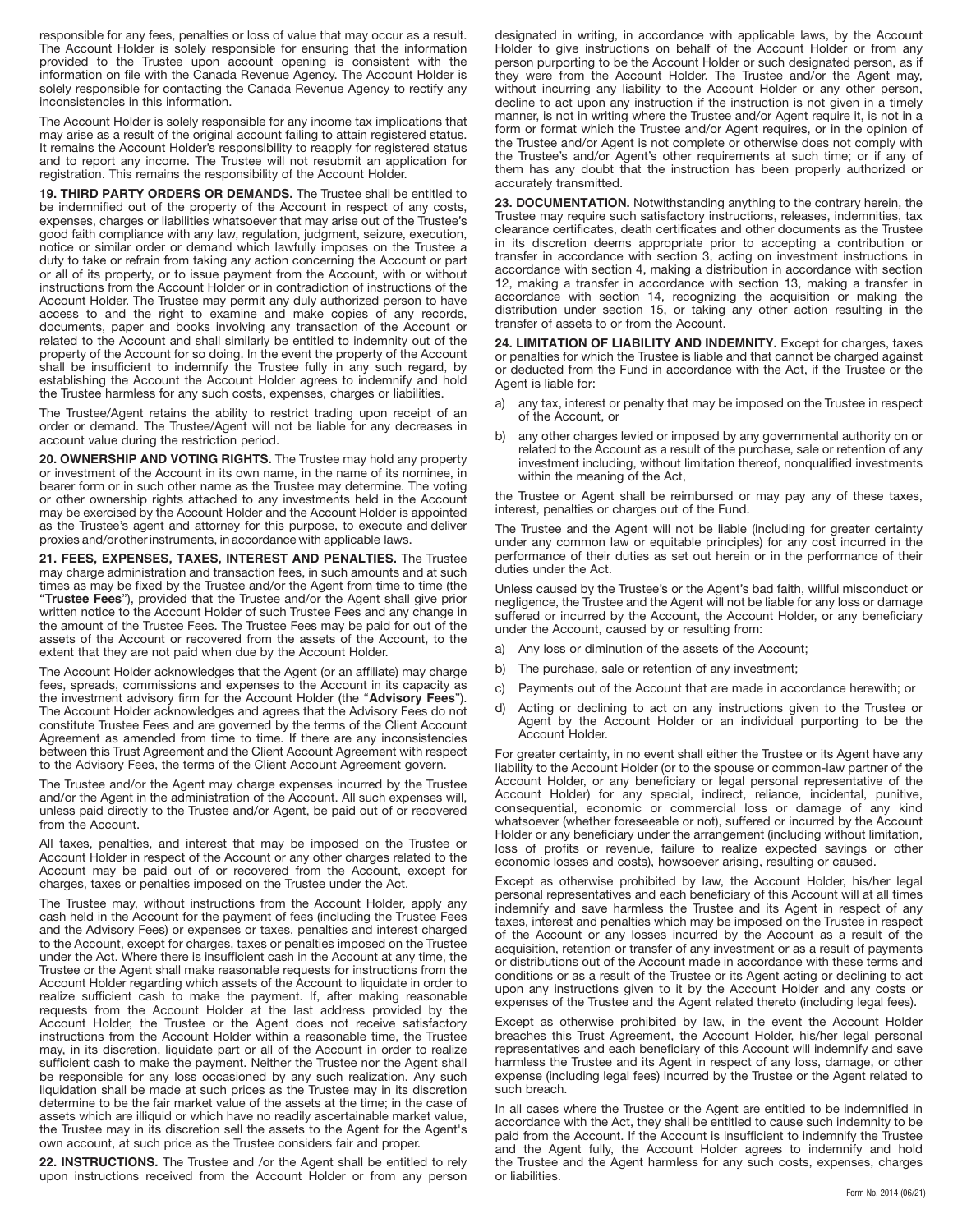responsible for any fees, penalties or loss of value that may occur as a result. The Account Holder is solely responsible for ensuring that the information provided to the Trustee upon account opening is consistent with the information on file with the Canada Revenue Agency. The Account Holder is solely responsible for contacting the Canada Revenue Agency to rectify any inconsistencies in this information.

The Account Holder is solely responsible for any income tax implications that may arise as a result of the original account failing to attain registered status. It remains the Account Holder's responsibility to reapply for registered status and to report any income. The Trustee will not resubmit an application for registration. This remains the responsibility of the Account Holder.

**19. THIRD PARTY ORDERS OR DEMANDS.** The Trustee shall be entitled to be indemnified out of the property of the Account in respect of any costs, expenses, charges or liabilities whatsoever that may arise out of the Trustee's good faith compliance with any law, regulation, judgment, seizure, execution, notice or similar order or demand which lawfully imposes on the Trustee a duty to take or refrain from taking any action concerning the Account or part or all of its property, or to issue payment from the Account, with or without instructions from the Account Holder or in contradiction of instructions of the Account Holder. The Trustee may permit any duly authorized person to have access to and the right to examine and make copies of any records, documents, paper and books involving any transaction of the Account or related to the Account and shall similarly be entitled to indemnity out of the property of the Account for so doing. In the event the property of the Account shall be insufficient to indemnify the Trustee fully in any such regard, by establishing the Account the Account Holder agrees to indemnify and hold the Trustee harmless for any such costs, expenses, charges or liabilities.

The Trustee/Agent retains the ability to restrict trading upon receipt of an order or demand. The Trustee/Agent will not be liable for any decreases in account value during the restriction period.

**20. OWNERSHIP AND VOTING RIGHTS.** The Trustee may hold any property or investment of the Account in its own name, in the name of its nominee, in bearer form or in such other name as the Trustee may determine. The voting or other ownership rights attached to any investments held in the Account may be exercised by the Account Holder and the Account Holder is appointed as the Trustee's agent and attorney for this purpose, to execute and deliver proxies and/or other instruments, in accordance with applicable laws.

**21. FEES, EXPENSES, TAXES, INTEREST AND PENALTIES.** The Trustee may charge administration and transaction fees, in such amounts and at such times as may be fixed by the Trustee and/or the Agent from time to time (the "**Trustee Fees**"), provided that the Trustee and/or the Agent shall give prior written notice to the Account Holder of such Trustee Fees and any change in the amount of the Trustee Fees. The Trustee Fees may be paid for out of the assets of the Account or recovered from the assets of the Account, to the extent that they are not paid when due by the Account Holder.

The Account Holder acknowledges that the Agent (or an affiliate) may charge fees, spreads, commissions and expenses to the Account in its capacity as the investment advisory firm for the Account Holder (the "**Advisory Fees**"). The Account Holder acknowledges and agrees that the Advisory Fees do not constitute Trustee Fees and are governed by the terms of the Client Account Agreement as amended from time to time. If there are any inconsistencies between this Trust Agreement and the Client Account Agreement with respect to the Advisory Fees, the terms of the Client Account Agreement govern.

The Trustee and/or the Agent may charge expenses incurred by the Trustee and/or the Agent in the administration of the Account. All such expenses will, unless paid directly to the Trustee and/or Agent, be paid out of or recovered from the Account.

All taxes, penalties, and interest that may be imposed on the Trustee or Account Holder in respect of the Account or any other charges related to the Account may be paid out of or recovered from the Account, except for charges, taxes or penalties imposed on the Trustee under the Act.

The Trustee may, without instructions from the Account Holder, apply any cash held in the Account for the payment of fees (including the Trustee Fees and the Advisory Fees) or expenses or taxes, penalties and interest charged to the Account, except for charges, taxes or penalties imposed on the Trustee under the Act. Where there is insufficient cash in the Account at any time, the Trustee or the Agent shall make reasonable requests for instructions from the Account Holder regarding which assets of the Account to liquidate in order to realize sufficient cash to make the payment. If, after making reasonable requests from the Account Holder at the last address provided by the Account Holder, the Trustee or the Agent does not receive satisfactory instructions from the Account Holder within a reasonable time, the Trustee may, in its discretion, liquidate part or all of the Account in order to realize sufficient cash to make the payment. Neither the Trustee nor the Agent shall be responsible for any loss occasioned by any such realization. Any such liquidation shall be made at such prices as the Trustee may in its discretion determine to be the fair market value of the assets at the time; in the case of assets which are illiquid or which have no readily ascertainable market value, the Trustee may in its discretion sell the assets to the Agent for the Agent's own account, at such price as the Trustee considers fair and proper.

**22. INSTRUCTIONS.** The Trustee and /or the Agent shall be entitled to rely upon instructions received from the Account Holder or from any person designated in writing, in accordance with applicable laws, by the Account Holder to give instructions on behalf of the Account Holder or from any person purporting to be the Account Holder or such designated person, as if they were from the Account Holder. The Trustee and/or the Agent may, without incurring any liability to the Account Holder or any other person, decline to act upon any instruction if the instruction is not given in a timely manner, is not in writing where the Trustee and/or Agent require it, is not in a form or format which the Trustee and/or Agent requires, or in the opinion of the Trustee and/or Agent is not complete or otherwise does not comply with the Trustee's and/or Agent's other requirements at such time; or if any of them has any doubt that the instruction has been properly authorized or accurately transmitted.

**23. DOCUMENTATION.** Notwithstanding anything to the contrary herein, the Trustee may require such satisfactory instructions, releases, indemnities, tax clearance certificates, death certificates and other documents as the Trustee in its discretion deems appropriate prior to accepting a contribution or transfer in accordance with section 3, acting on investment instructions in accordance with section 4, making a distribution in accordance with section 12, making a transfer in accordance with section 13, making a transfer in accordance with section 14, recognizing the acquisition or making the distribution under section 15, or taking any other action resulting in the transfer of assets to or from the Account.

**24. LIMITATION OF LIABILITY AND INDEMNITY.** Except for charges, taxes or penalties for which the Trustee is liable and that cannot be charged against or deducted from the Fund in accordance with the Act, if the Trustee or the Agent is liable for:

a) any tax, interest or penalty that may be imposed on the Trustee in respect of the Account, or

b) any other charges levied or imposed by any governmental authority on or related to the Account as a result of the purchase, sale or retention of any investment including, without limitation thereof, nonqualified investments within the meaning of the Act,

the Trustee or Agent shall be reimbursed or may pay any of these taxes, interest, penalties or charges out of the Fund.

The Trustee and the Agent will not be liable (including for greater certainty under any common law or equitable principles) for any cost incurred in the performance of their duties as set out herein or in the performance of their duties under the Act.

Unless caused by the Trustee's or the Agent's bad faith, willful misconduct or negligence, the Trustee and the Agent will not be liable for any loss or damage suffered or incurred by the Account, the Account Holder, or any beneficiary under the Account, caused by or resulting from:

a) Any loss or diminution of the assets of the Account;

b) The purchase, sale or retention of any investment;

c) Payments out of the Account that are made in accordance herewith; or

d) Acting or declining to act on any instructions given to the Trustee or Agent by the Account Holder or an individual purporting to be the Account Holder.

For greater certainty, in no event shall either the Trustee or its Agent have any liability to the Account Holder (or to the spouse or common-law partner of the Account Holder, or any beneficiary or legal personal representative of the Account Holder) for any special, indirect, reliance, incidental, punitive, consequential, economic or commercial loss or damage of any kind whatsoever (whether foreseeable or not), suffered or incurred by the Account Holder or any beneficiary under the arrangement (including without limitation, loss of profits or revenue, failure to realize expected savings or other economic losses and costs), howsoever arising, resulting or caused.

Except as otherwise prohibited by law, the Account Holder, his/her legal personal representatives and each beneficiary of this Account will at all times indemnify and save harmless the Trustee and its Agent in respect of any taxes, interest and penalties which may be imposed on the Trustee in respect of the Account or any losses incurred by the Account as a result of the acquisition, retention or transfer of any investment or as a result of payments or distributions out of the Account made in accordance with these terms and conditions or as a result of the Trustee or its Agent acting or declining to act upon any instructions given to it by the Account Holder and any costs or expenses of the Trustee and the Agent related thereto (including legal fees).

Except as otherwise prohibited by law, in the event the Account Holder breaches this Trust Agreement, the Account Holder, his/her legal personal representatives and each beneficiary of this Account will indemnify and save harmless the Trustee and its Agent in respect of any loss, damage, or other expense (including legal fees) incurred by the Trustee or the Agent related to such breach.

In all cases where the Trustee or the Agent are entitled to be indemnified in accordance with the Act, they shall be entitled to cause such indemnity to be paid from the Account. If the Account is insufficient to indemnify the Trustee and the Agent fully, the Account Holder agrees to indemnify and hold the Trustee and the Agent harmless for any such costs, expenses, charges or liabilities.

Form No. 2014 (06/21)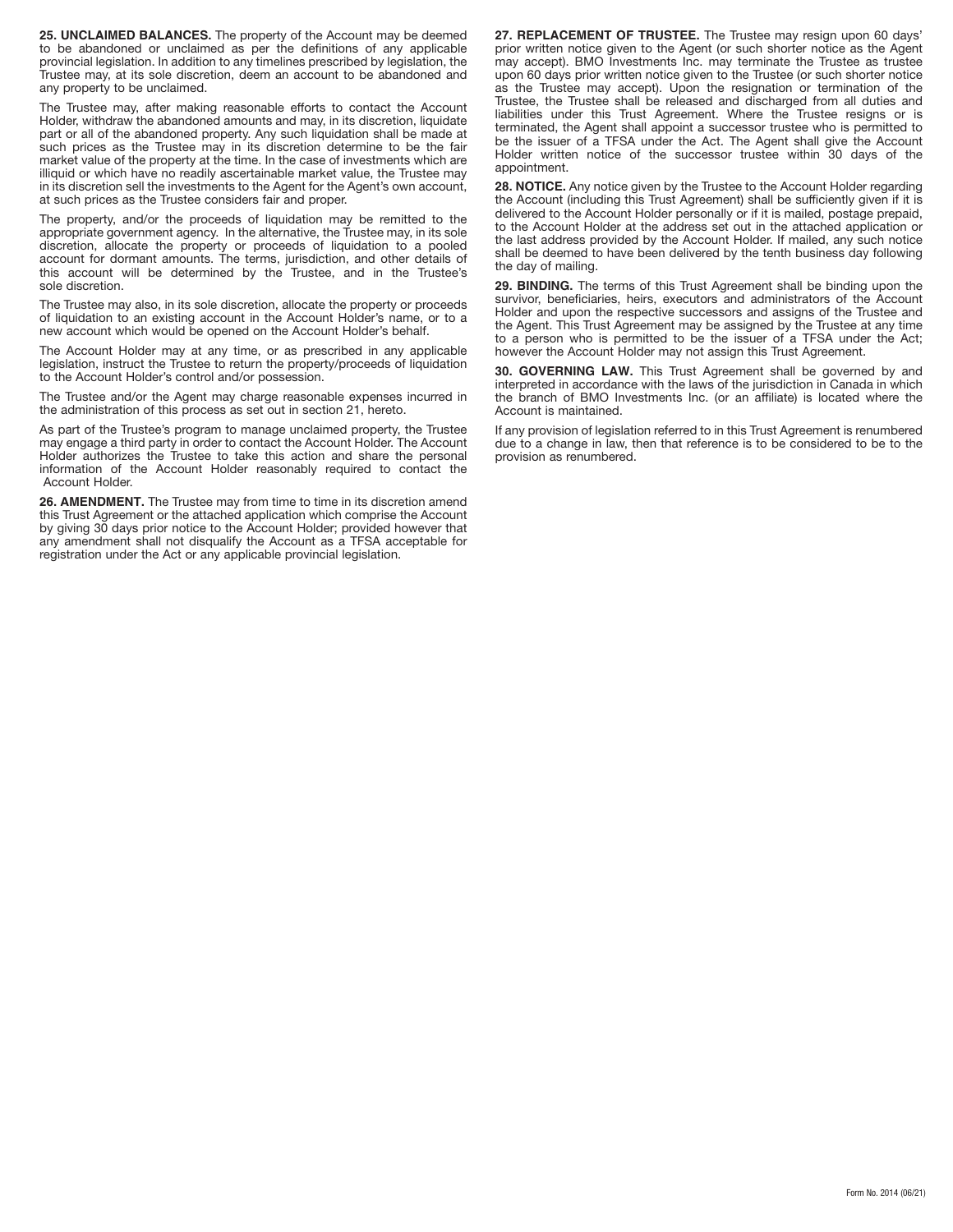**25. UNCLAIMED BALANCES.** The property of the Account may be deemed to be abandoned or unclaimed as per the definitions of any applicable provincial legislation. In addition to any timelines prescribed by legislation, the Trustee may, at its sole discretion, deem an account to be abandoned and any property to be unclaimed.

The Trustee may, after making reasonable efforts to contact the Account Holder, withdraw the abandoned amounts and may, in its discretion, liquidate part or all of the abandoned property. Any such liquidation shall be made at such prices as the Trustee may in its discretion determine to be the fair market value of the property at the time. In the case of investments which are illiquid or which have no readily ascertainable market value, the Trustee may in its discretion sell the investments to the Agent for the Agent's own account, at such prices as the Trustee considers fair and proper.

The property, and/or the proceeds of liquidation may be remitted to the appropriate government agency. In the alternative, the Trustee may, in its sole discretion, allocate the property or proceeds of liquidation to a pooled account for dormant amounts. The terms, jurisdiction, and other details of this account will be determined by the Trustee, and in the Trustee's sole discretion.

The Trustee may also, in its sole discretion, allocate the property or proceeds of liquidation to an existing account in the Account Holder's name, or to a new account which would be opened on the Account Holder's behalf.

The Account Holder may at any time, or as prescribed in any applicable legislation, instruct the Trustee to return the property/proceeds of liquidation to the Account Holder's control and/or possession.

The Trustee and/or the Agent may charge reasonable expenses incurred in the administration of this process as set out in section 21, hereto.

As part of the Trustee's program to manage unclaimed property, the Trustee may engage a third party in order to contact the Account Holder. The Account Holder authorizes the Trustee to take this action and share the personal information of the Account Holder reasonably required to contact the Account Holder.

**26. AMENDMENT.** The Trustee may from time to time in its discretion amend this Trust Agreement or the attached application which comprise the Account by giving 30 days prior notice to the Account Holder; provided however that any amendment shall not disqualify the Account as a TFSA acceptable for registration under the Act or any applicable provincial legislation.

**27. REPLACEMENT OF TRUSTEE.** The Trustee may resign upon 60 days' prior written notice given to the Agent (or such shorter notice as the Agent may accept). BMO Investments Inc. may terminate the Trustee as trustee upon 60 days prior written notice given to the Trustee (or such shorter notice as the Trustee may accept). Upon the resignation or termination of the Trustee, the Trustee shall be released and discharged from all duties and liabilities under this Trust Agreement. Where the Trustee resigns or is terminated, the Agent shall appoint a successor trustee who is permitted to be the issuer of a TFSA under the Act. The Agent shall give the Account Holder written notice of the successor trustee within 30 days of the appointment.

**28. NOTICE.** Any notice given by the Trustee to the Account Holder regarding the Account (including this Trust Agreement) shall be sufficiently given if it is delivered to the Account Holder personally or if it is mailed, postage prepaid, to the Account Holder at the address set out in the attached application or the last address provided by the Account Holder. If mailed, any such notice shall be deemed to have been delivered by the tenth business day following the day of mailing.

**29. BINDING.** The terms of this Trust Agreement shall be binding upon the survivor, beneficiaries, heirs, executors and administrators of the Account Holder and upon the respective successors and assigns of the Trustee and the Agent. This Trust Agreement may be assigned by the Trustee at any time to a person who is permitted to be the issuer of a TFSA under the Act; however the Account Holder may not assign this Trust Agreement.

**30. GOVERNING LAW.** This Trust Agreement shall be governed by and interpreted in accordance with the laws of the jurisdiction in Canada in which the branch of BMO Investments Inc. (or an affiliate) is located where the Account is maintained.

If any provision of legislation referred to in this Trust Agreement is renumbered due to a change in law, then that reference is to be considered to be to the provision as renumbered.

Form No. 2014 (06/21)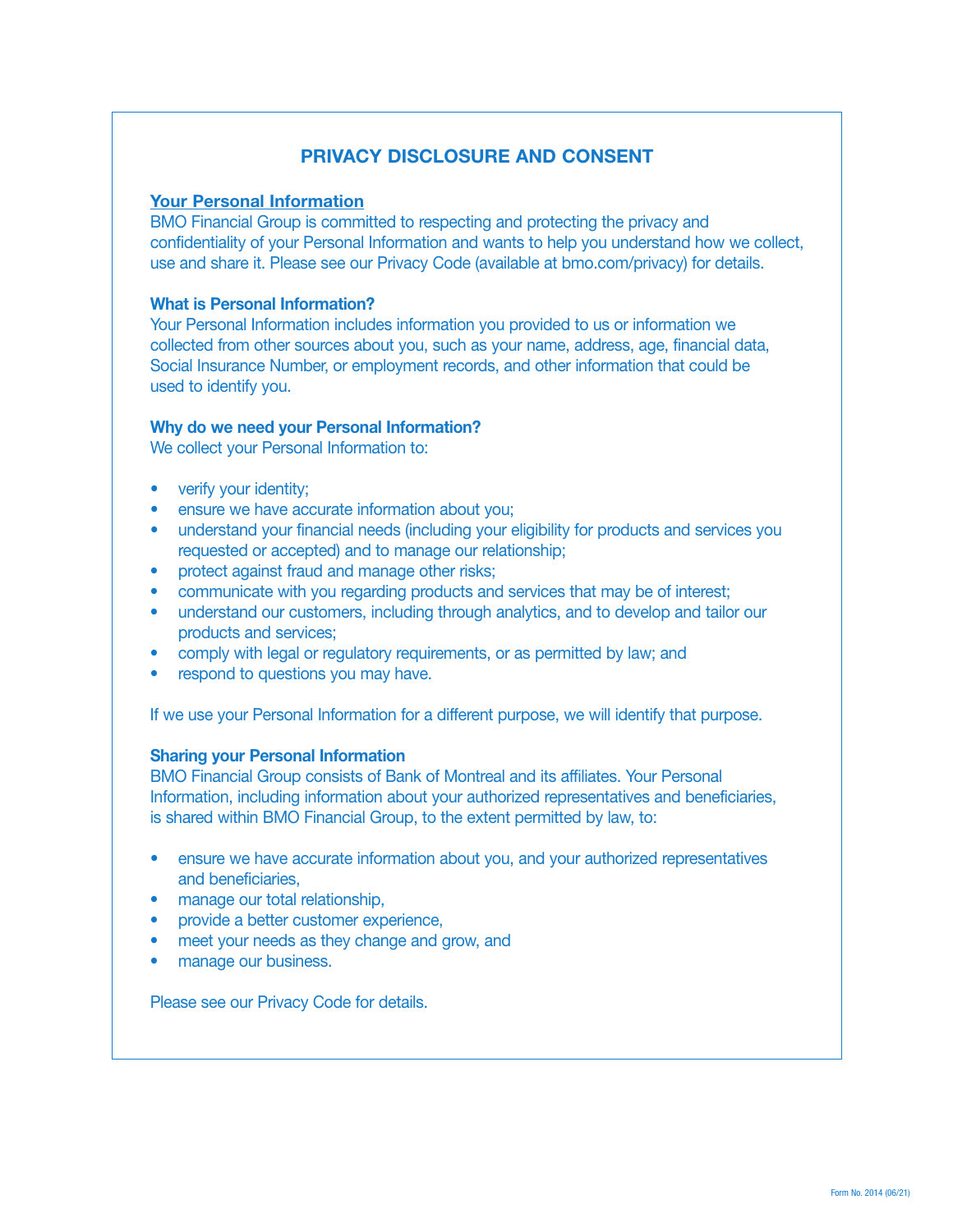# PRIVACY DISCLOSURE AND CONSENT

## Your Personal Information

BMO Financial Group is committed to respecting and protecting the privacy and confidentiality of your Personal Information and wants to help you understand how we collect, use and share it. Please see our Privacy Code (available at bmo.com/privacy) for details.

### What is Personal Information?

Your Personal Information includes information you provided to us or information we collected from other sources about you, such as your name, address, age, financial data, Social Insurance Number, or employment records, and other information that could be used to identify you.

### Why do we need your Personal Information?

We collect your Personal Information to:

- verify your identity;
- ensure we have accurate information about you;
- understand your financial needs (including your eligibility for products and services you requested or accepted) and to manage our relationship;
- protect against fraud and manage other risks;
- communicate with you regarding products and services that may be of interest;
- understand our customers, including through analytics, and to develop and tailor our products and services;
- comply with legal or regulatory requirements, or as permitted by law; and
- respond to questions you may have.

If we use your Personal Information for a different purpose, we will identify that purpose.

### Sharing your Personal Information

BMO Financial Group consists of Bank of Montreal and its affiliates. Your Personal Information, including information about your authorized representatives and beneficiaries, is shared within BMO Financial Group, to the extent permitted by law, to:

- ensure we have accurate information about you, and your authorized representatives and beneficiaries,
- manage our total relationship,
- provide a better customer experience,
- meet your needs as they change and grow, and
- manage our business.

Please see our Privacy Code for details.

Form No. 2014 (06/21)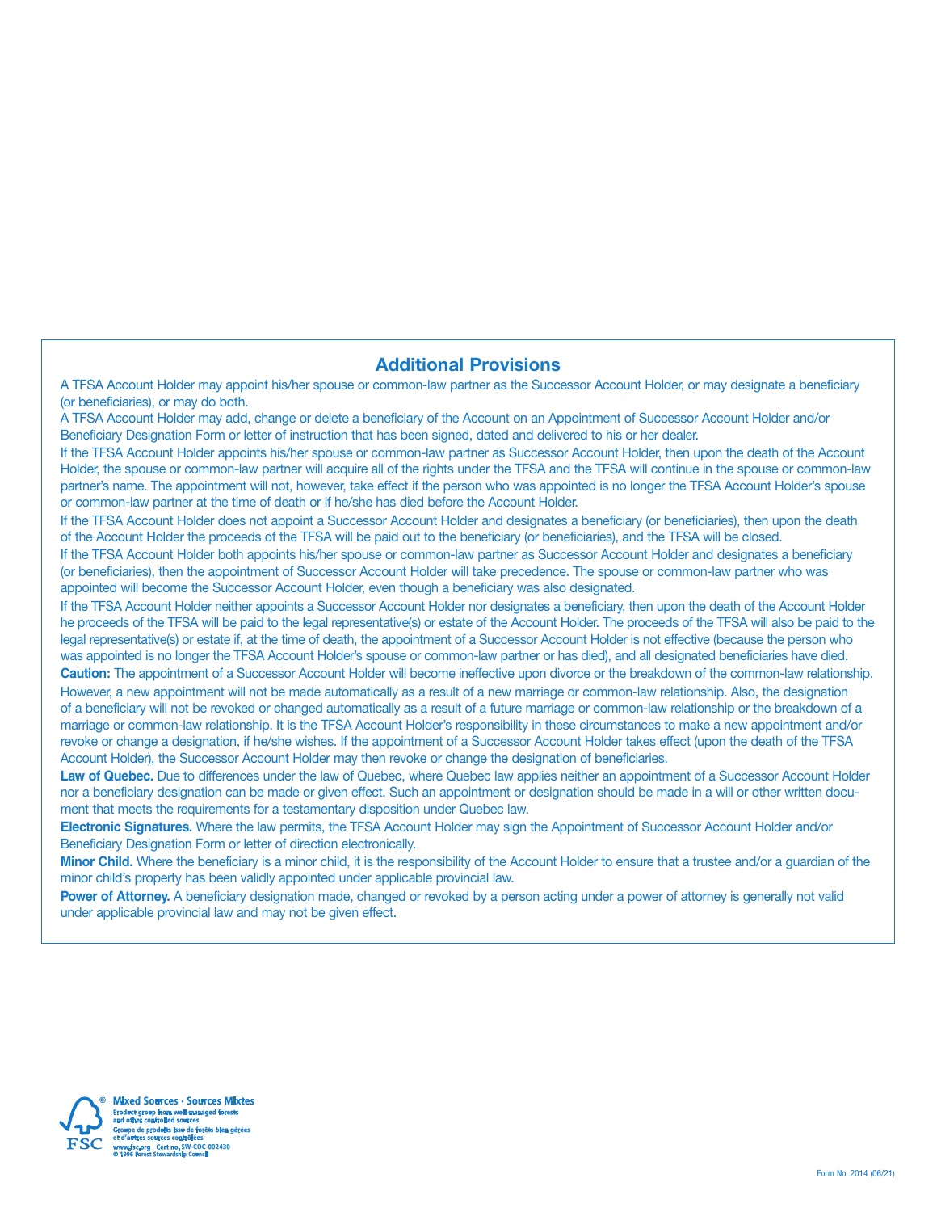## Additional Provisions

A TFSA Account Holder may appoint his/her spouse or common-law partner as the Successor Account Holder, or may designate a beneficiary (or beneficiaries), or may do both.

A TFSA Account Holder may add, change or delete a beneficiary of the Account on an Appointment of Successor Account Holder and/or Beneficiary Designation Form or letter of instruction that has been signed, dated and delivered to his or her dealer.

If the TFSA Account Holder appoints his/her spouse or common-law partner as Successor Account Holder, then upon the death of the Account Holder, the spouse or common-law partner will acquire all of the rights under the TFSA and the TFSA will continue in the spouse or common-law partner's name. The appointment will not, however, take effect if the person who was appointed is no longer the TFSA Account Holder's spouse or common-law partner at the time of death or if he/she has died before the Account Holder.

If the TFSA Account Holder does not appoint a Successor Account Holder and designates a beneficiary (or beneficiaries), then upon the death of the Account Holder the proceeds of the TFSA will be paid out to the beneficiary (or beneficiaries), and the TFSA will be closed.

If the TFSA Account Holder both appoints his/her spouse or common-law partner as Successor Account Holder and designates a beneficiary (or beneficiaries), then the appointment of Successor Account Holder will take precedence. The spouse or common-law partner who was appointed will become the Successor Account Holder, even though a beneficiary was also designated.

If the TFSA Account Holder neither appoints a Successor Account Holder nor designates a beneficiary, then upon the death of the Account Holder he proceeds of the TFSA will be paid to the legal representative(s) or estate of the Account Holder. The proceeds of the TFSA will also be paid to the legal representative(s) or estate if, at the time of death, the appointment of a Successor Account Holder is not effective (because the person who was appointed is no longer the TFSA Account Holder's spouse or common-law partner or has died), and all designated beneficiaries have died.

**Caution:** The appointment of a Successor Account Holder will become ineffective upon divorce or the breakdown of the common-law relationship. However, a new appointment will not be made automatically as a result of a new marriage or common-law relationship. Also, the designation of a beneficiary will not be revoked or changed automatically as a result of a future marriage or common-law relationship or the breakdown of a marriage or common-law relationship. It is the TFSA Account Holder's responsibility in these circumstances to make a new appointment and/or revoke or change a designation, if he/she wishes. If the appointment of a Successor Account Holder takes effect (upon the death of the TFSA Account Holder), the Successor Account Holder may then revoke or change the designation of beneficiaries.

**Law of Quebec.** Due to differences under the law of Quebec, where Quebec law applies neither an appointment of a Successor Account Holder nor a beneficiary designation can be made or given effect. Such an appointment or designation should be made in a will or other written document that meets the requirements for a testamentary disposition under Quebec law.

**Electronic Signatures.** Where the law permits, the TFSA Account Holder may sign the Appointment of Successor Account Holder and/or Beneficiary Designation Form or letter of direction electronically.

**Minor Child.** Where the beneficiary is a minor child, it is the responsibility of the Account Holder to ensure that a trustee and/or a guardian of the minor child's property has been validly appointed under applicable provincial law.

**Power of Attorney.** A beneficiary designation made, changed or revoked by a person acting under a power of attorney is generally not valid under applicable provincial law and may not be given effect.

FSC Mixed Sources · Sources Mixtes
Product group from well-managed forests and other controlled sources
Groupe de produits issu de forêts bien gérées et d'autres sources contrôlées
www.fsc.org Cert no. SW-COC-002430
© 1996 Forest Stewardship Council

Form No. 2014 (06/21)